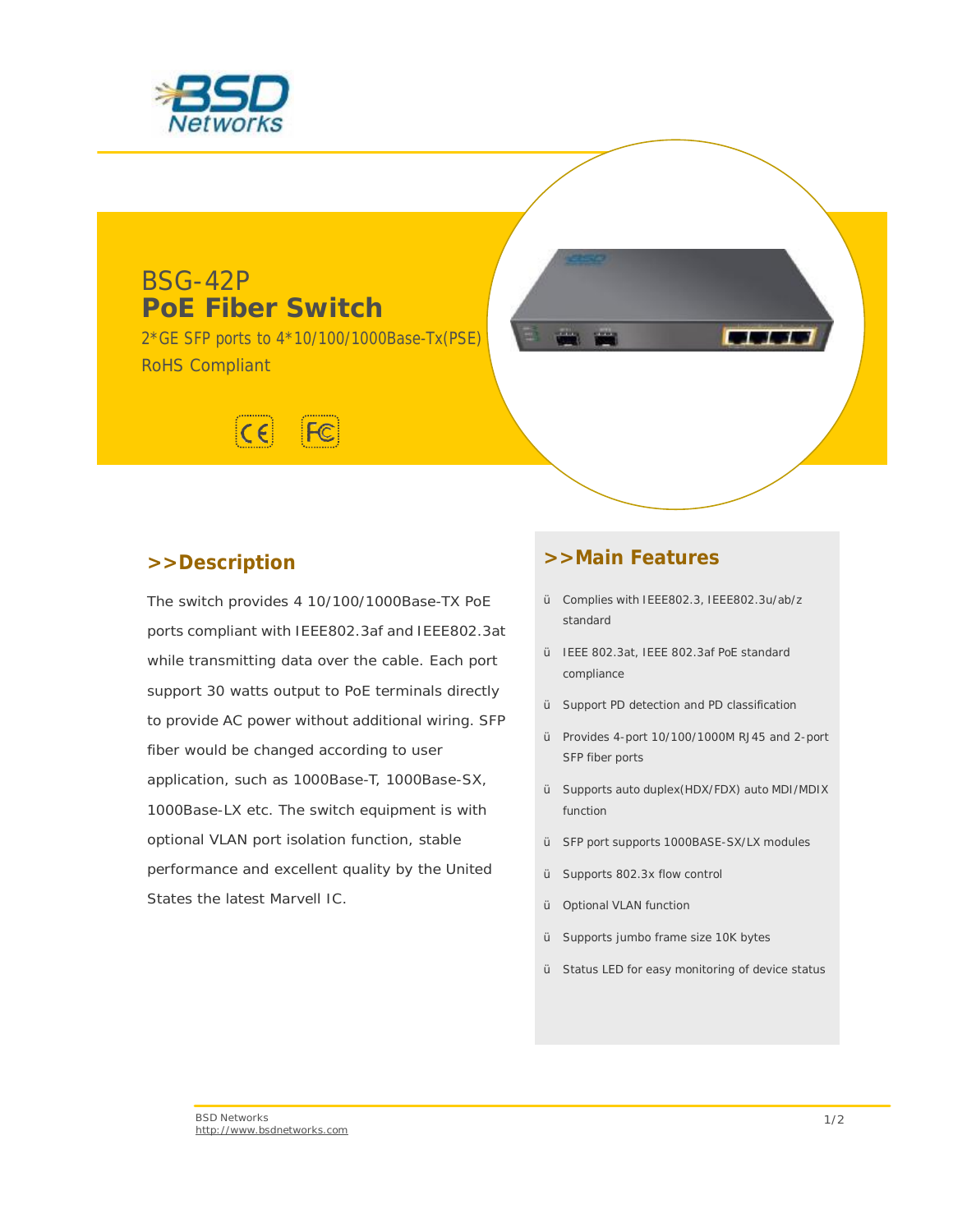# BSG-42P
## PoE Fiber Switch

2*GE SFP ports to 4*10/100/1000Base-Tx(PSE)

RoHS Compliant

## >>Description

The switch provides 4 10/100/1000Base-TX PoE ports compliant with IEEE802.3af and IEEE802.3at while transmitting data over the cable. Each port support 30 watts output to PoE terminals directly to provide AC power without additional wiring. SFP fiber would be changed according to user application, such as 1000Base-T, 1000Base-SX, 1000Base-LX etc. The switch equipment is with optional VLAN port isolation function, stable performance and excellent quality by the United States the latest Marvell IC.

## >>Main Features

- Complies with IEEE802.3, IEEE802.3u/ab/z standard
- IEEE 802.3at, IEEE 802.3af PoE standard compliance
- Support PD detection and PD classification
- Provides 4-port 10/100/1000M RJ45 and 2-port SFP fiber ports
- Supports auto duplex(HDX/FDX) auto MDI/MDIX function
- SFP port supports 1000BASE-SX/LX modules
- Supports 802.3x flow control
- Optional VLAN function
- Supports jumbo frame size 10K bytes
- Status LED for easy monitoring of device status

BSD Networks
http://www.bsdnetworks.com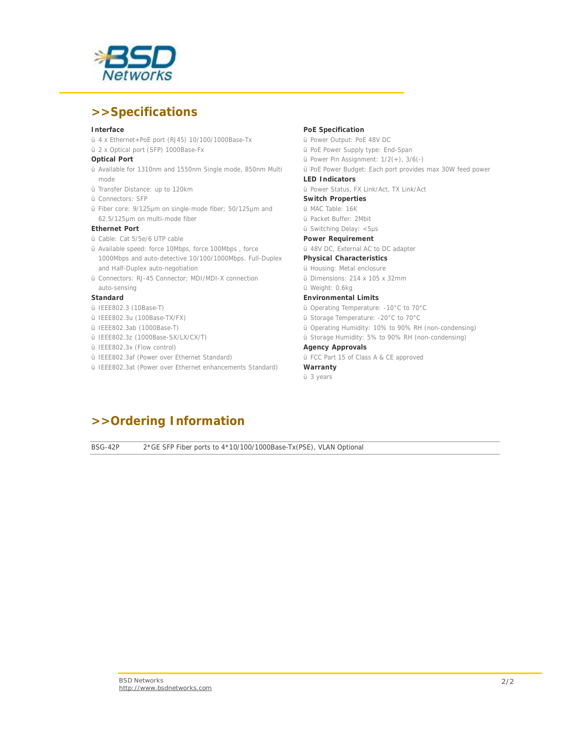## >>Specifications

**Interface**

- 4 x Ethernet+PoE port (RJ45) 10/100/1000Base-Tx
- 2 x Optical port (SFP) 1000Base-Fx

**Optical Port**

- Available for 1310nm and 1550nm Single mode, 850nm Multi mode
- Transfer Distance: up to 120km
- Connectors: SFP
- Fiber core: 9/125µm on single-mode fiber; 50/125µm and 62.5/125µm on multi-mode fiber

**Ethernet Port**

- Cable: Cat 5/5e/6 UTP cable
- Available speed: force 10Mbps, force 100Mbps , force 1000Mbps and auto-detective 10/100/1000Mbps. Full-Duplex and Half-Duplex auto-negotiation
- Connectors: RJ-45 Connector; MDI/MDI-X connection auto-sensing

**Standard**

- IEEE802.3 (10Base-T)
- IEEE802.3u (100Base-TX/FX)
- IEEE802.3ab (1000Base-T)
- IEEE802.3z (1000Base-SX/LX/CX/T)
- IEEE802.3x (Flow control)
- IEEE802.3af (Power over Ethernet Standard)
- IEEE802.3at (Power over Ethernet enhancements Standard)

**PoE Specification**

- Power Output: PoE 48V DC
- PoE Power Supply type: End-Span
- Power Pin Assignment: 1/2(+), 3/6(-)
- PoE Power Budget: Each port provides max 30W feed power

**LED Indicators**

- Power Status, FX Link/Act, TX Link/Act

**Switch Properties**

- MAC Table: 16K
- Packet Buffer: 2Mbit
- Switching Delay: <5µs

**Power Requirement**

- 48V DC, External AC to DC adapter

**Physical Characteristics**

- Housing: Metal enclosure
- Dimensions: 214 x 105 x 32mm
- Weight: 0.6kg

**Environmental Limits**

- Operating Temperature: -10°C to 70°C
- Storage Temperature: -20°C to 70°C
- Operating Humidity: 10% to 90% RH (non-condensing)
- Storage Humidity: 5% to 90% RH (non-condensing)

**Agency Approvals**

- FCC Part 15 of Class A & CE approved

**Warranty**

- 3 years

## >>Ordering Information

| | |
|---|---|
| BSG-42P | 2*GE SFP Fiber ports to 4*10/100/1000Base-Tx(PSE), VLAN Optional |

BSD Networks
http://www.bsdnetworks.com